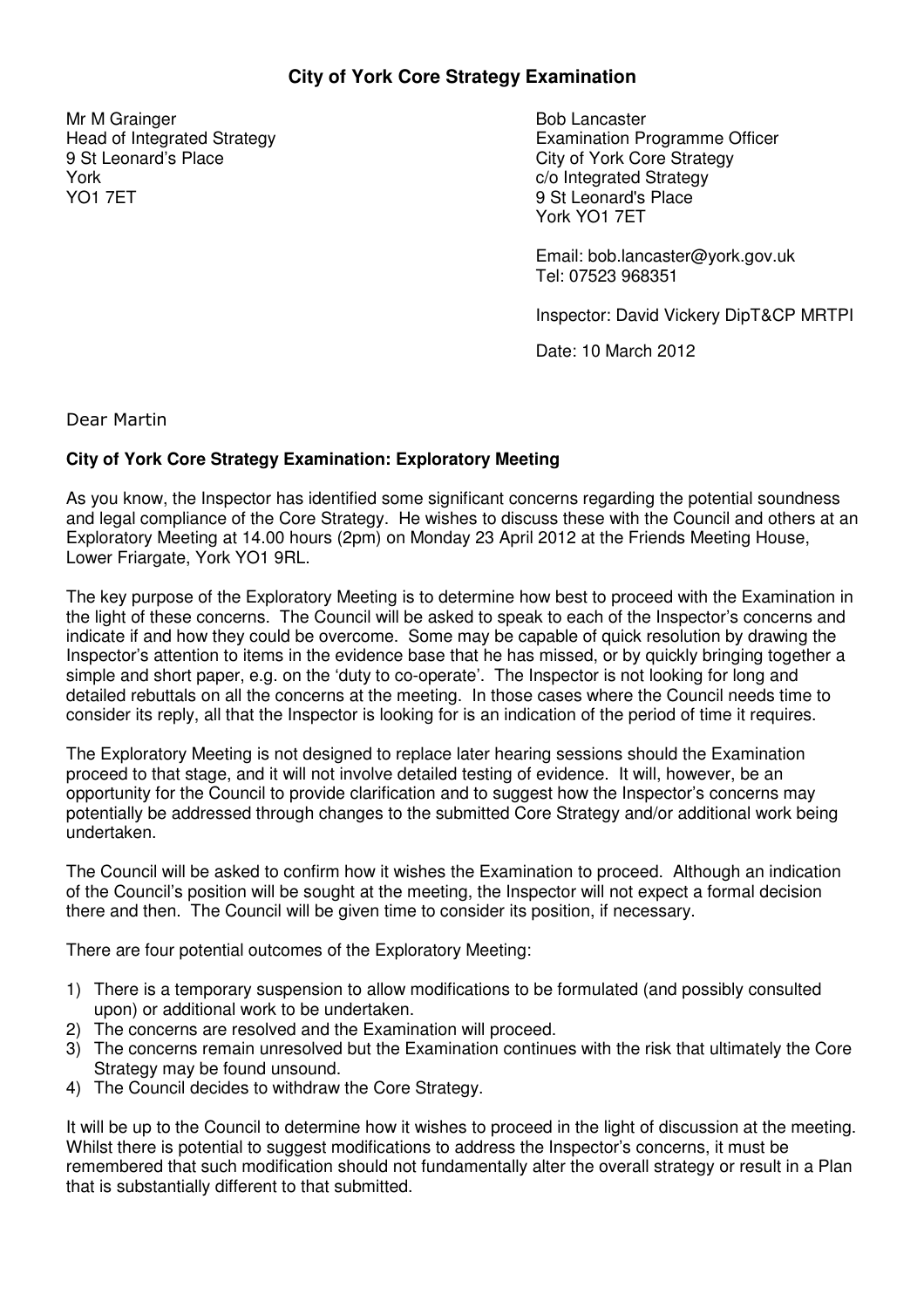# City of York Core Strategy Examination

Mr M Grainger
Head of Integrated Strategy
9 St Leonard's Place
York
YO1 7ET

Bob Lancaster
Examination Programme Officer
City of York Core Strategy
c/o Integrated Strategy
9 St Leonard's Place
York YO1 7ET

Email: bob.lancaster@york.gov.uk
Tel: 07523 968351

Inspector: David Vickery DipT&CP MRTPI

Date: 10 March 2012

Dear Martin

**City of York Core Strategy Examination: Exploratory Meeting**

As you know, the Inspector has identified some significant concerns regarding the potential soundness and legal compliance of the Core Strategy. He wishes to discuss these with the Council and others at an Exploratory Meeting at 14.00 hours (2pm) on Monday 23 April 2012 at the Friends Meeting House, Lower Friargate, York YO1 9RL.

The key purpose of the Exploratory Meeting is to determine how best to proceed with the Examination in the light of these concerns. The Council will be asked to speak to each of the Inspector's concerns and indicate if and how they could be overcome. Some may be capable of quick resolution by drawing the Inspector's attention to items in the evidence base that he has missed, or by quickly bringing together a simple and short paper, e.g. on the 'duty to co-operate'. The Inspector is not looking for long and detailed rebuttals on all the concerns at the meeting. In those cases where the Council needs time to consider its reply, all that the Inspector is looking for is an indication of the period of time it requires.

The Exploratory Meeting is not designed to replace later hearing sessions should the Examination proceed to that stage, and it will not involve detailed testing of evidence. It will, however, be an opportunity for the Council to provide clarification and to suggest how the Inspector's concerns may potentially be addressed through changes to the submitted Core Strategy and/or additional work being undertaken.

The Council will be asked to confirm how it wishes the Examination to proceed. Although an indication of the Council's position will be sought at the meeting, the Inspector will not expect a formal decision there and then. The Council will be given time to consider its position, if necessary.

There are four potential outcomes of the Exploratory Meeting:

1) There is a temporary suspension to allow modifications to be formulated (and possibly consulted upon) or additional work to be undertaken.
2) The concerns are resolved and the Examination will proceed.
3) The concerns remain unresolved but the Examination continues with the risk that ultimately the Core Strategy may be found unsound.
4) The Council decides to withdraw the Core Strategy.

It will be up to the Council to determine how it wishes to proceed in the light of discussion at the meeting. Whilst there is potential to suggest modifications to address the Inspector's concerns, it must be remembered that such modification should not fundamentally alter the overall strategy or result in a Plan that is substantially different to that submitted.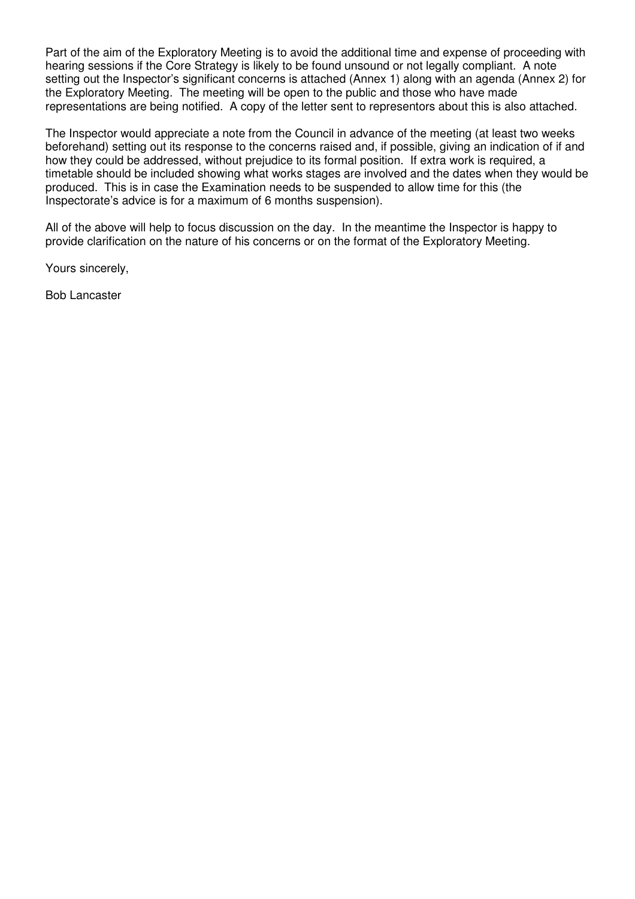Part of the aim of the Exploratory Meeting is to avoid the additional time and expense of proceeding with hearing sessions if the Core Strategy is likely to be found unsound or not legally compliant. A note setting out the Inspector's significant concerns is attached (Annex 1) along with an agenda (Annex 2) for the Exploratory Meeting. The meeting will be open to the public and those who have made representations are being notified. A copy of the letter sent to representors about this is also attached.

The Inspector would appreciate a note from the Council in advance of the meeting (at least two weeks beforehand) setting out its response to the concerns raised and, if possible, giving an indication of if and how they could be addressed, without prejudice to its formal position. If extra work is required, a timetable should be included showing what works stages are involved and the dates when they would be produced. This is in case the Examination needs to be suspended to allow time for this (the Inspectorate's advice is for a maximum of 6 months suspension).

All of the above will help to focus discussion on the day. In the meantime the Inspector is happy to provide clarification on the nature of his concerns or on the format of the Exploratory Meeting.

Yours sincerely,

Bob Lancaster